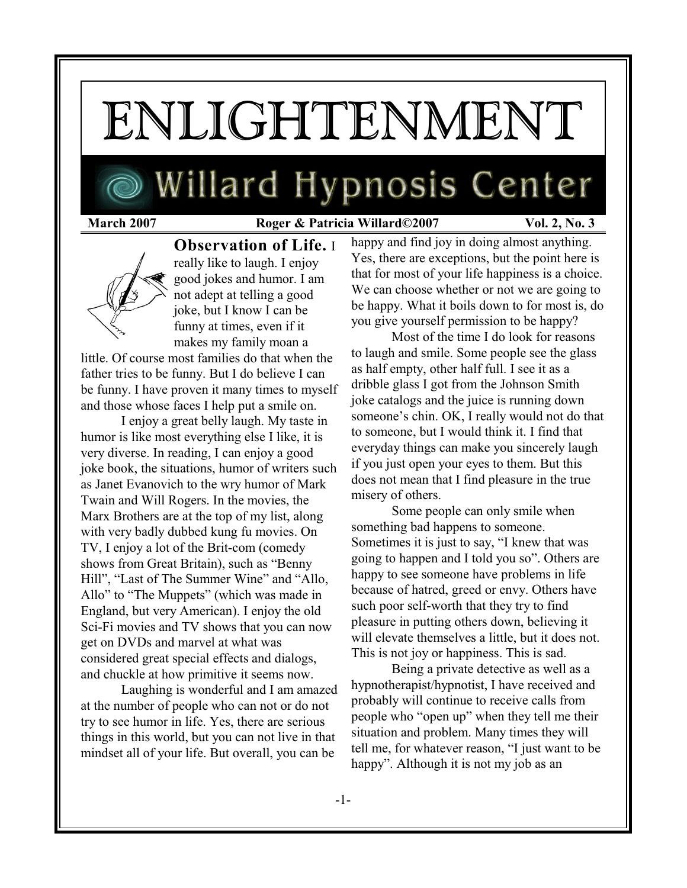# ENLIGHTENMENT

## Willard Hypnosis Center

**March 2007** **Roger & Patricia Willard©2007** **Vol. 2, No. 3**

**Observation of Life.** I really like to laugh. I enjoy good jokes and humor. I am not adept at telling a good joke, but I know I can be funny at times, even if it makes my family moan a little. Of course most families do that when the father tries to be funny. But I do believe I can be funny. I have proven it many times to myself and those whose faces I help put a smile on.

I enjoy a great belly laugh. My taste in humor is like most everything else I like, it is very diverse. In reading, I can enjoy a good joke book, the situations, humor of writers such as Janet Evanovich to the wry humor of Mark Twain and Will Rogers. In the movies, the Marx Brothers are at the top of my list, along with very badly dubbed kung fu movies. On TV, I enjoy a lot of the Brit-com (comedy shows from Great Britain), such as "Benny Hill", "Last of The Summer Wine" and "Allo, Allo" to "The Muppets" (which was made in England, but very American). I enjoy the old Sci-Fi movies and TV shows that you can now get on DVDs and marvel at what was considered great special effects and dialogs, and chuckle at how primitive it seems now.

Laughing is wonderful and I am amazed at the number of people who can not or do not try to see humor in life. Yes, there are serious things in this world, but you can not live in that mindset all of your life. But overall, you can be happy and find joy in doing almost anything. Yes, there are exceptions, but the point here is that for most of your life happiness is a choice. We can choose whether or not we are going to be happy. What it boils down to for most is, do you give yourself permission to be happy?

Most of the time I do look for reasons to laugh and smile. Some people see the glass as half empty, other half full. I see it as a dribble glass I got from the Johnson Smith joke catalogs and the juice is running down someone's chin. OK, I really would not do that to someone, but I would think it. I find that everyday things can make you sincerely laugh if you just open your eyes to them. But this does not mean that I find pleasure in the true misery of others.

Some people can only smile when something bad happens to someone. Sometimes it is just to say, "I knew that was going to happen and I told you so". Others are happy to see someone have problems in life because of hatred, greed or envy. Others have such poor self-worth that they try to find pleasure in putting others down, believing it will elevate themselves a little, but it does not. This is not joy or happiness. This is sad.

Being a private detective as well as a hypnotherapist/hypnotist, I have received and probably will continue to receive calls from people who "open up" when they tell me their situation and problem. Many times they will tell me, for whatever reason, "I just want to be happy". Although it is not my job as an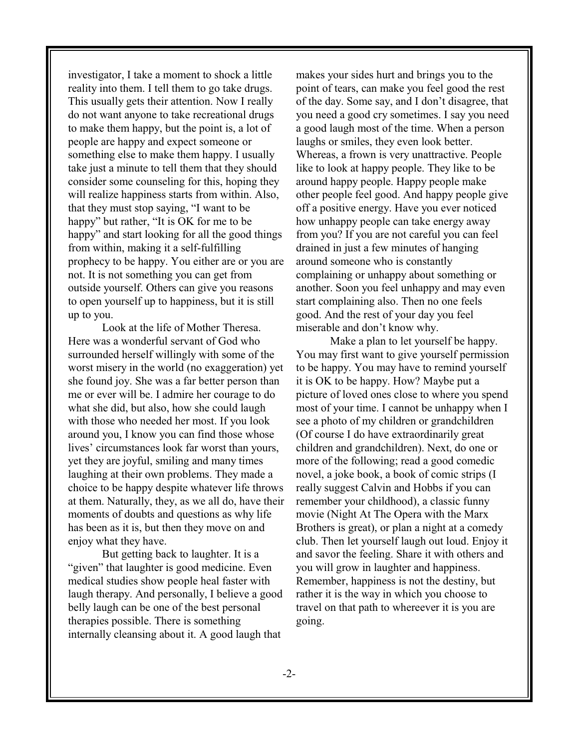investigator, I take a moment to shock a little reality into them. I tell them to go take drugs. This usually gets their attention. Now I really do not want anyone to take recreational drugs to make them happy, but the point is, a lot of people are happy and expect someone or something else to make them happy. I usually take just a minute to tell them that they should consider some counseling for this, hoping they will realize happiness starts from within. Also, that they must stop saying, "I want to be happy" but rather, "It is OK for me to be happy" and start looking for all the good things from within, making it a self-fulfilling prophecy to be happy. You either are or you are not. It is not something you can get from outside yourself. Others can give you reasons to open yourself up to happiness, but it is still up to you.

Look at the life of Mother Theresa. Here was a wonderful servant of God who surrounded herself willingly with some of the worst misery in the world (no exaggeration) yet she found joy. She was a far better person than me or ever will be. I admire her courage to do what she did, but also, how she could laugh with those who needed her most. If you look around you, I know you can find those whose lives' circumstances look far worst than yours, yet they are joyful, smiling and many times laughing at their own problems. They made a choice to be happy despite whatever life throws at them. Naturally, they, as we all do, have their moments of doubts and questions as why life has been as it is, but then they move on and enjoy what they have.

But getting back to laughter. It is a "given" that laughter is good medicine. Even medical studies show people heal faster with laugh therapy. And personally, I believe a good belly laugh can be one of the best personal therapies possible. There is something internally cleansing about it. A good laugh that makes your sides hurt and brings you to the point of tears, can make you feel good the rest of the day. Some say, and I don't disagree, that you need a good cry sometimes. I say you need a good laugh most of the time. When a person laughs or smiles, they even look better. Whereas, a frown is very unattractive. People like to look at happy people. They like to be around happy people. Happy people make other people feel good. And happy people give off a positive energy. Have you ever noticed how unhappy people can take energy away from you? If you are not careful you can feel drained in just a few minutes of hanging around someone who is constantly complaining or unhappy about something or another. Soon you feel unhappy and may even start complaining also. Then no one feels good. And the rest of your day you feel miserable and don't know why.

Make a plan to let yourself be happy. You may first want to give yourself permission to be happy. You may have to remind yourself it is OK to be happy. How? Maybe put a picture of loved ones close to where you spend most of your time. I cannot be unhappy when I see a photo of my children or grandchildren (Of course I do have extraordinarily great children and grandchildren). Next, do one or more of the following; read a good comedic novel, a joke book, a book of comic strips (I really suggest Calvin and Hobbs if you can remember your childhood), a classic funny movie (Night At The Opera with the Marx Brothers is great), or plan a night at a comedy club. Then let yourself laugh out loud. Enjoy it and savor the feeling. Share it with others and you will grow in laughter and happiness. Remember, happiness is not the destiny, but rather it is the way in which you choose to travel on that path to whereever it is you are going.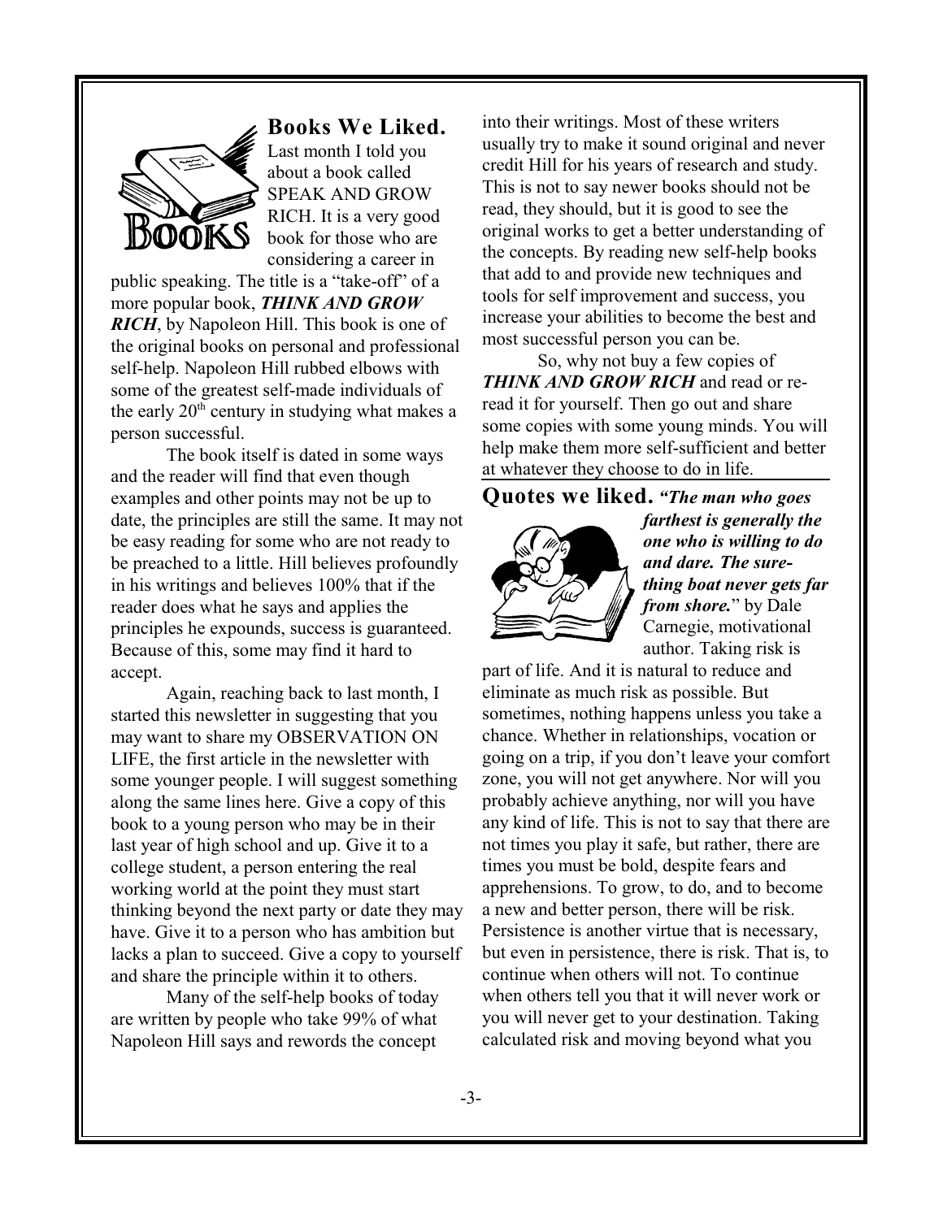## Books We Liked.

Last month I told you about a book called SPEAK AND GROW RICH. It is a very good book for those who are considering a career in public speaking. The title is a "take-off" of a more popular book, ***THINK AND GROW RICH***, by Napoleon Hill. This book is one of the original books on personal and professional self-help. Napoleon Hill rubbed elbows with some of the greatest self-made individuals of the early 20th century in studying what makes a person successful.

The book itself is dated in some ways and the reader will find that even though examples and other points may not be up to date, the principles are still the same. It may not be easy reading for some who are not ready to be preached to a little. Hill believes profoundly in his writings and believes 100% that if the reader does what he says and applies the principles he expounds, success is guaranteed. Because of this, some may find it hard to accept.

Again, reaching back to last month, I started this newsletter in suggesting that you may want to share my OBSERVATION ON LIFE, the first article in the newsletter with some younger people. I will suggest something along the same lines here. Give a copy of this book to a young person who may be in their last year of high school and up. Give it to a college student, a person entering the real working world at the point they must start thinking beyond the next party or date they may have. Give it to a person who has ambition but lacks a plan to succeed. Give a copy to yourself and share the principle within it to others.

Many of the self-help books of today are written by people who take 99% of what Napoleon Hill says and rewords the concept into their writings. Most of these writers usually try to make it sound original and never credit Hill for his years of research and study. This is not to say newer books should not be read, they should, but it is good to see the original works to get a better understanding of the concepts. By reading new self-help books that add to and provide new techniques and tools for self improvement and success, you increase your abilities to become the best and most successful person you can be.

So, why not buy a few copies of ***THINK AND GROW RICH*** and read or re-read it for yourself. Then go out and share some copies with some young minds. You will help make them more self-sufficient and better at whatever they choose to do in life.

## Quotes we liked.

***"The man who goes farthest is generally the one who is willing to do and dare. The sure-thing boat never gets far from shore."*** by Dale Carnegie, motivational author. Taking risk is part of life. And it is natural to reduce and eliminate as much risk as possible. But sometimes, nothing happens unless you take a chance. Whether in relationships, vocation or going on a trip, if you don't leave your comfort zone, you will not get anywhere. Nor will you probably achieve anything, nor will you have any kind of life. This is not to say that there are not times you play it safe, but rather, there are times you must be bold, despite fears and apprehensions. To grow, to do, and to become a new and better person, there will be risk. Persistence is another virtue that is necessary, but even in persistence, there is risk. That is, to continue when others will not. To continue when others tell you that it will never work or you will never get to your destination. Taking calculated risk and moving beyond what you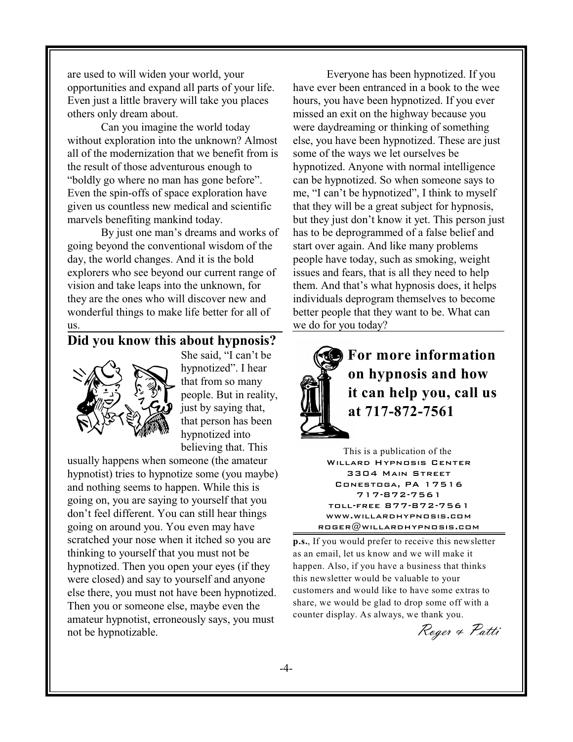are used to will widen your world, your opportunities and expand all parts of your life. Even just a little bravery will take you places others only dream about.

Can you imagine the world today without exploration into the unknown? Almost all of the modernization that we benefit from is the result of those adventurous enough to "boldly go where no man has gone before". Even the spin-offs of space exploration have given us countless new medical and scientific marvels benefiting mankind today.

By just one man's dreams and works of going beyond the conventional wisdom of the day, the world changes. And it is the bold explorers who see beyond our current range of vision and take leaps into the unknown, for they are the ones who will discover new and wonderful things to make life better for all of us.

## Did you know this about hypnosis?

She said, "I can't be hypnotized". I hear that from so many people. But in reality, just by saying that, that person has been hypnotized into believing that. This usually happens when someone (the amateur hypnotist) tries to hypnotize some (you maybe) and nothing seems to happen. While this is going on, you are saying to yourself that you don't feel different. You can still hear things going on around you. You even may have scratched your nose when it itched so you are thinking to yourself that you must not be hypnotized. Then you open your eyes (if they were closed) and say to yourself and anyone else there, you must not have been hypnotized. Then you or someone else, maybe even the amateur hypnotist, erroneously says, you must not be hypnotizable.

Everyone has been hypnotized. If you have ever been entranced in a book to the wee hours, you have been hypnotized. If you ever missed an exit on the highway because you were daydreaming or thinking of something else, you have been hypnotized. These are just some of the ways we let ourselves be hypnotized. Anyone with normal intelligence can be hypnotized. So when someone says to me, "I can't be hypnotized", I think to myself that they will be a great subject for hypnosis, but they just don't know it yet. This person just has to be deprogrammed of a false belief and start over again. And like many problems people have today, such as smoking, weight issues and fears, that is all they need to help them. And that's what hypnosis does, it helps individuals deprogram themselves to become better people that they want to be. What can we do for you today?

**For more information on hypnosis and how it can help you, call us at 717-872-7561**

This is a publication of the
WILLARD HYPNOSIS CENTER
3304 MAIN STREET
CONESTOGA, PA 17516
717-872-7561
TOLL-FREE 877-872-7561
WWW.WILLARDHYPNOSIS.COM
ROGER@WILLARDHYPNOSIS.COM

**p.s.**, If you would prefer to receive this newsletter as an email, let us know and we will make it happen. Also, if you have a business that thinks this newsletter would be valuable to your customers and would like to have some extras to share, we would be glad to drop some off with a counter display. As always, we thank you.

*Roger & Patti*